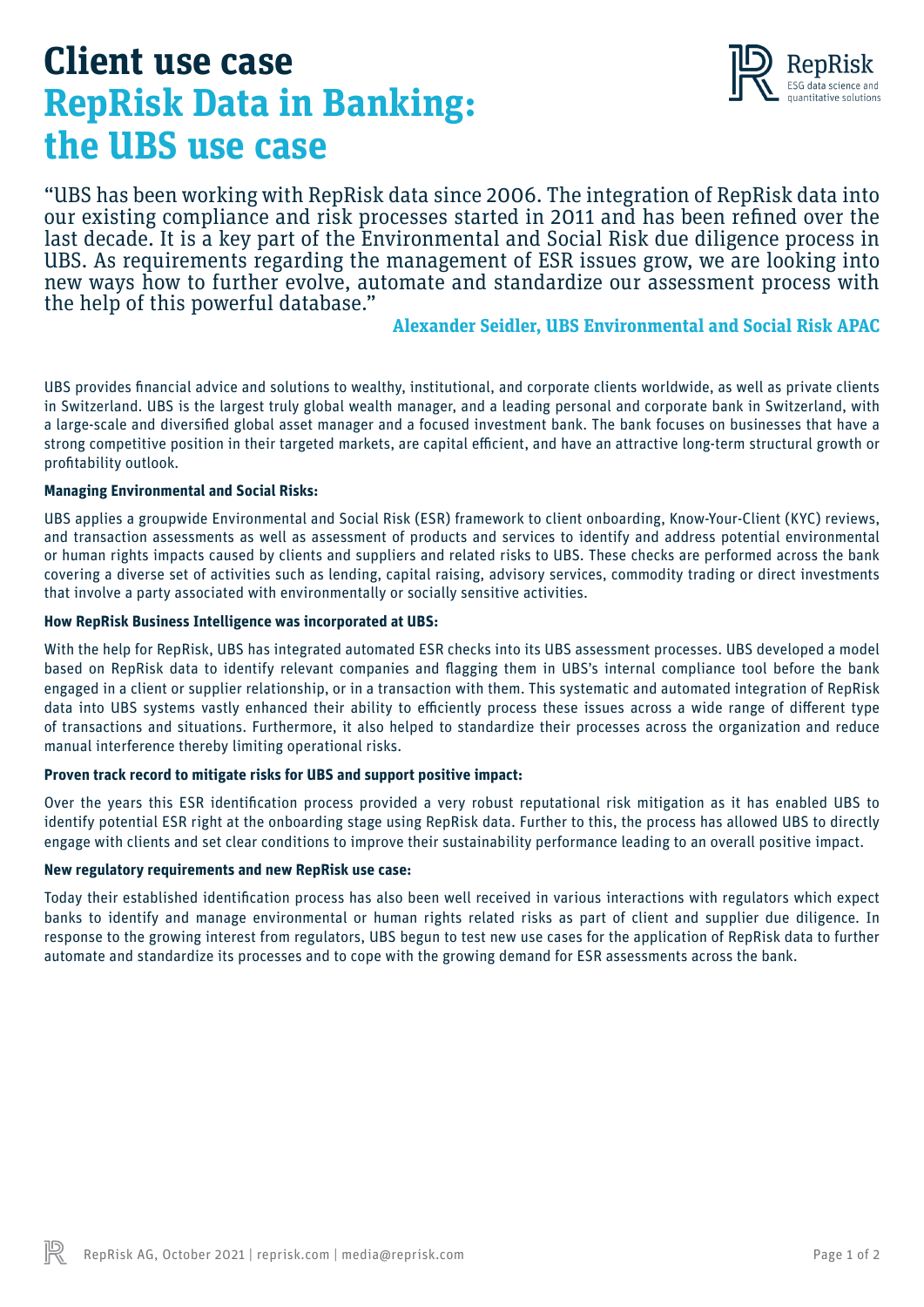# Client use case
# RepRisk Data in Banking: the UBS use case

"UBS has been working with RepRisk data since 2006. The integration of RepRisk data into our existing compliance and risk processes started in 2011 and has been refined over the last decade. It is a key part of the Environmental and Social Risk due diligence process in UBS. As requirements regarding the management of ESR issues grow, we are looking into new ways how to further evolve, automate and standardize our assessment process with the help of this powerful database."

**Alexander Seidler, UBS Environmental and Social Risk APAC**

UBS provides financial advice and solutions to wealthy, institutional, and corporate clients worldwide, as well as private clients in Switzerland. UBS is the largest truly global wealth manager, and a leading personal and corporate bank in Switzerland, with a large-scale and diversified global asset manager and a focused investment bank. The bank focuses on businesses that have a strong competitive position in their targeted markets, are capital efficient, and have an attractive long-term structural growth or profitability outlook.

**Managing Environmental and Social Risks:**

UBS applies a groupwide Environmental and Social Risk (ESR) framework to client onboarding, Know-Your-Client (KYC) reviews, and transaction assessments as well as assessment of products and services to identify and address potential environmental or human rights impacts caused by clients and suppliers and related risks to UBS. These checks are performed across the bank covering a diverse set of activities such as lending, capital raising, advisory services, commodity trading or direct investments that involve a party associated with environmentally or socially sensitive activities.

**How RepRisk Business Intelligence was incorporated at UBS:**

With the help for RepRisk, UBS has integrated automated ESR checks into its UBS assessment processes. UBS developed a model based on RepRisk data to identify relevant companies and flagging them in UBS's internal compliance tool before the bank engaged in a client or supplier relationship, or in a transaction with them. This systematic and automated integration of RepRisk data into UBS systems vastly enhanced their ability to efficiently process these issues across a wide range of different type of transactions and situations. Furthermore, it also helped to standardize their processes across the organization and reduce manual interference thereby limiting operational risks.

**Proven track record to mitigate risks for UBS and support positive impact:**

Over the years this ESR identification process provided a very robust reputational risk mitigation as it has enabled UBS to identify potential ESR right at the onboarding stage using RepRisk data. Further to this, the process has allowed UBS to directly engage with clients and set clear conditions to improve their sustainability performance leading to an overall positive impact.

**New regulatory requirements and new RepRisk use case:**

Today their established identification process has also been well received in various interactions with regulators which expect banks to identify and manage environmental or human rights related risks as part of client and supplier due diligence. In response to the growing interest from regulators, UBS begun to test new use cases for the application of RepRisk data to further automate and standardize its processes and to cope with the growing demand for ESR assessments across the bank.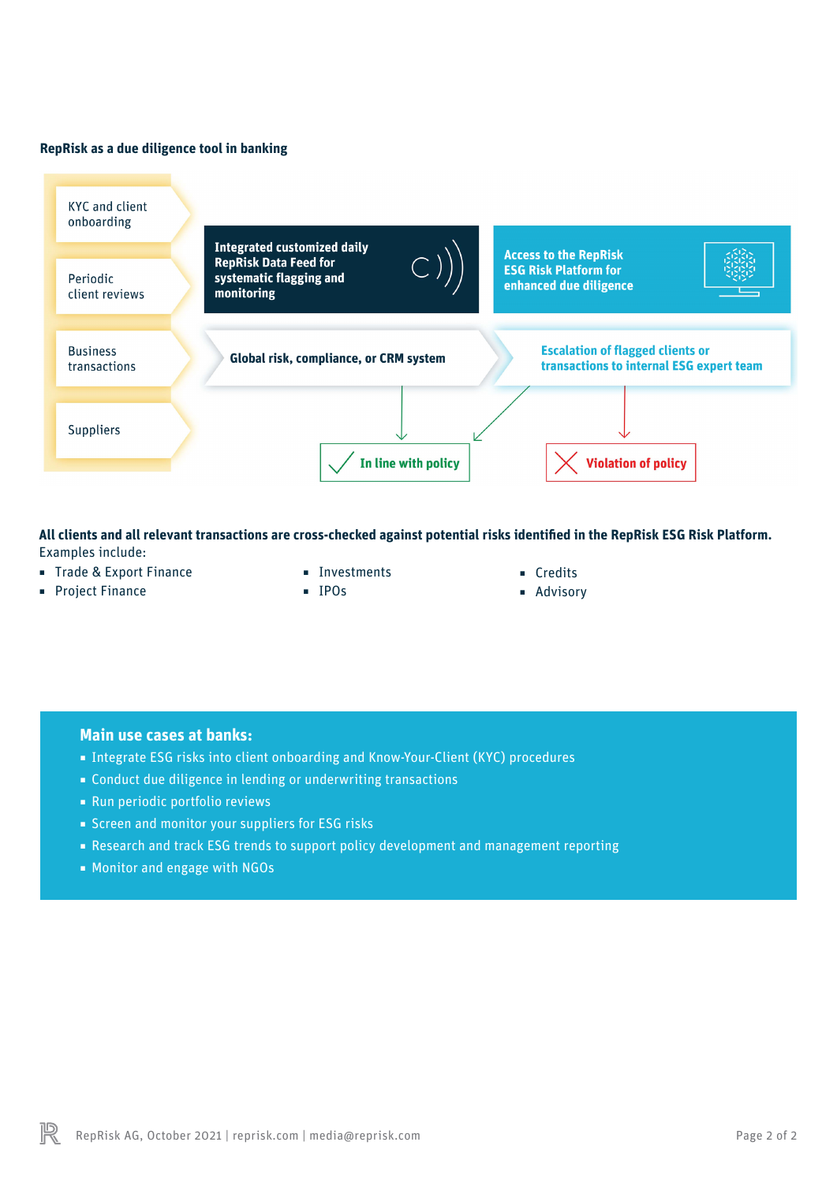**RepRisk as a due diligence tool in banking**

KYC and client onboarding

Periodic client reviews

Business transactions

Suppliers

Integrated customized daily RepRisk Data Feed for systematic flagging and monitoring

Access to the RepRisk ESG Risk Platform for enhanced due diligence

Global risk, compliance, or CRM system

Escalation of flagged clients or transactions to internal ESG expert team

In line with policy

Violation of policy

**All clients and all relevant transactions are cross-checked against potential risks identified in the RepRisk ESG Risk Platform.**
Examples include:

- Trade & Export Finance
- Project Finance
- Investments
- IPOs
- Credits
- Advisory

## Main use cases at banks:

- Integrate ESG risks into client onboarding and Know-Your-Client (KYC) procedures
- Conduct due diligence in lending or underwriting transactions
- Run periodic portfolio reviews
- Screen and monitor your suppliers for ESG risks
- Research and track ESG trends to support policy development and management reporting
- Monitor and engage with NGOs

RepRisk AG, October 2021 | reprisk.com | media@reprisk.com